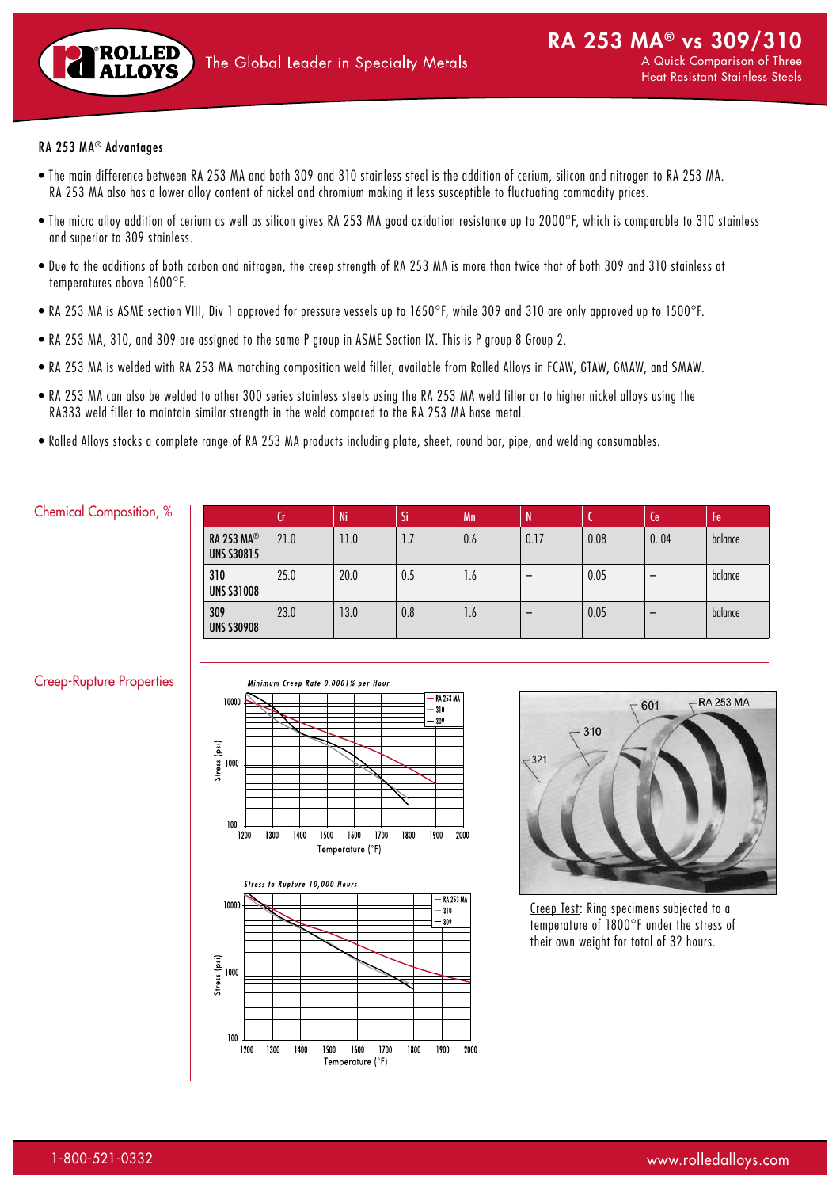# RA 253 MA® vs 309/310

A Quick Comparison of Three Heat Resistant Stainless Steels

## RA 253 MA® Advantages

- The main difference between RA 253 MA and both 309 and 310 stainless steel is the addition of cerium, silicon and nitrogen to RA 253 MA. RA 253 MA also has a lower alloy content of nickel and chromium making it less susceptible to fluctuating commodity prices.
- The micro alloy addition of cerium as well as silicon gives RA 253 MA good oxidation resistance up to 2000°F, which is comparable to 310 stainless and superior to 309 stainless.
- Due to the additions of both carbon and nitrogen, the creep strength of RA 253 MA is more than twice that of both 309 and 310 stainless at temperatures above 1600°F.
- RA 253 MA is ASME section VIII, Div 1 approved for pressure vessels up to 1650°F, while 309 and 310 are only approved up to 1500°F.
- RA 253 MA, 310, and 309 are assigned to the same P group in ASME Section IX. This is P group 8 Group 2.
- RA 253 MA is welded with RA 253 MA matching composition weld filler, available from Rolled Alloys in FCAW, GTAW, GMAW, and SMAW.
- RA 253 MA can also be welded to other 300 series stainless steels using the RA 253 MA weld filler or to higher nickel alloys using the RA333 weld filler to maintain similar strength in the weld compared to the RA 253 MA base metal.
- Rolled Alloys stocks a complete range of RA 253 MA products including plate, sheet, round bar, pipe, and welding consumables.

## Chemical Composition, %

| | Cr | Ni | Si | Mn | N | C | Ce | Fe |
|---|---|---|---|---|---|---|---|---|
| RA 253 MA® UNS S30815 | 21.0 | 11.0 | 1.7 | 0.6 | 0.17 | 0.08 | 0..04 | balance |
| 310 UNS S31008 | 25.0 | 20.0 | 0.5 | 1.6 | – | 0.05 | – | balance |
| 309 UNS S30908 | 23.0 | 13.0 | 0.8 | 1.6 | – | 0.05 | – | balance |

## Creep-Rupture Properties

*Minimum Creep Rate 0.0001% per Hour*

*Stress to Rupture 10,000 Hours*

Creep Test: Ring specimens subjected to a temperature of 1800°F under the stress of their own weight for total of 32 hours.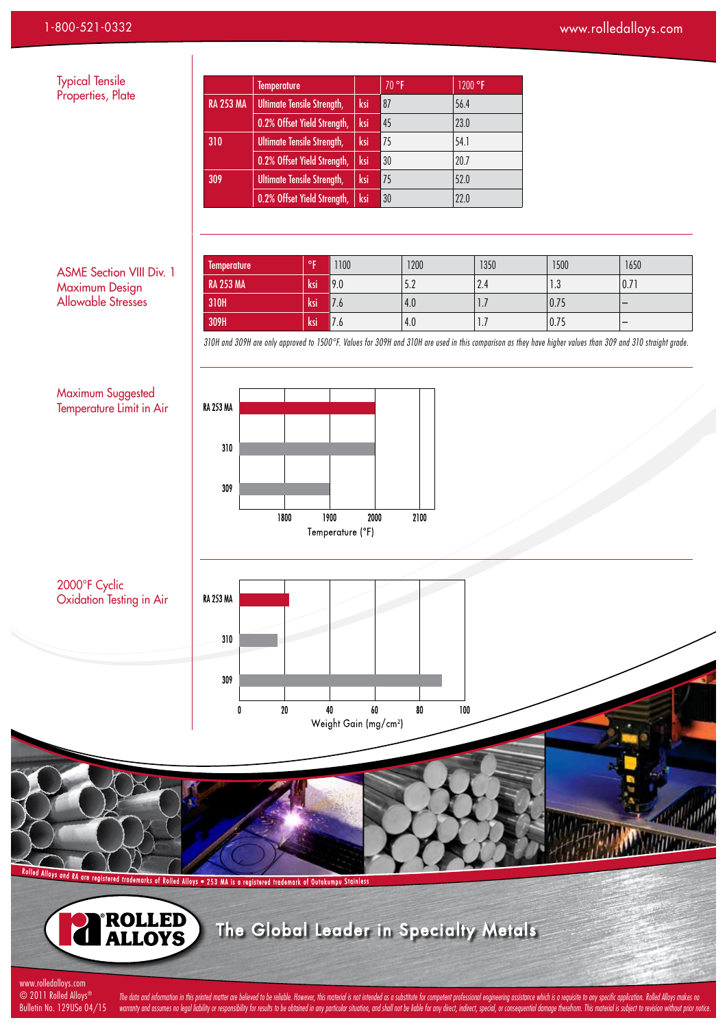## Typical Tensile Properties, Plate

| | Temperature | | 70 °F | 1200 °F |
|---|---|---|---|---|
| RA 253 MA | Ultimate Tensile Strength, | ksi | 87 | 56.4 |
| | 0.2% Offset Yield Strength, | ksi | 45 | 23.0 |
| 310 | Ultimate Tensile Strength, | ksi | 75 | 54.1 |
| | 0.2% Offset Yield Strength, | ksi | 30 | 20.7 |
| 309 | Ultimate Tensile Strength, | ksi | 75 | 52.0 |
| | 0.2% Offset Yield Strength, | ksi | 30 | 22.0 |

## ASME Section VIII Div. 1 Maximum Design Allowable Stresses

| Temperature | °F | 1100 | 1200 | 1350 | 1500 | 1650 |
|---|---|---|---|---|---|---|
| RA 253 MA | ksi | 9.0 | 5.2 | 2.4 | 1.3 | 0.71 |
| 310H | ksi | 7.6 | 4.0 | 1.7 | 0.75 | – |
| 309H | ksi | 7.6 | 4.0 | 1.7 | 0.75 | – |

*310H and 309H are only approved to 1500°F. Values for 309H and 310H are used in this comparison as they have higher values than 309 and 310 straight grade.*

## Maximum Suggested Temperature Limit in Air

RA 253 MA
310
309
1800
1900
2000
2100
Temperature (°F)

## 2000°F Cyclic Oxidation Testing in Air

RA 253 MA
310
309
0
20
40
60
80
100
Weight Gain (mg/cm²)

*Rolled Alloys and RA are registered trademarks of Rolled Alloys • 253 MA is a registered trademark of Outokumpu Stainless*

ROLLED ALLOYS

The Global Leader in Specialty Metals

www.rolledalloys.com
© 2011 Rolled Alloys®
Bulletin No. 129USe 04/15

*The data and information in this printed matter are believed to be reliable. However, this material is not intended as a substitute for competent professional engineering assistance which is a requisite to any specific application. Rolled Alloys makes no warranty and assumes no legal liability or responsibility for results to be obtained in any particular situation, and shall not be liable for any direct, indirect, special, or consequential damage therefrom. This material is subject to revision without prior notice.*